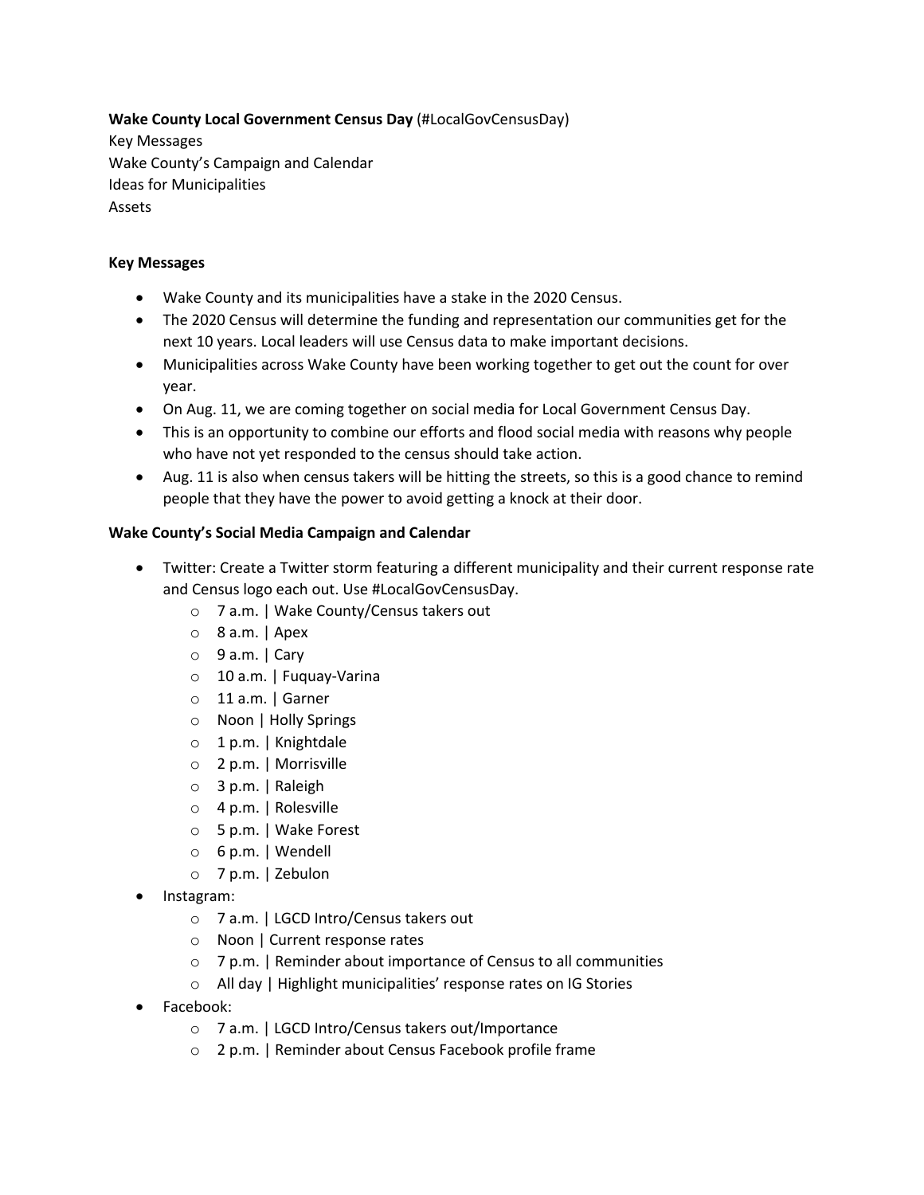**Wake County Local Government Census Day** (#LocalGovCensusDay)
Key Messages
Wake County's Campaign and Calendar
Ideas for Municipalities
Assets

**Key Messages**

- Wake County and its municipalities have a stake in the 2020 Census.
- The 2020 Census will determine the funding and representation our communities get for the next 10 years. Local leaders will use Census data to make important decisions.
- Municipalities across Wake County have been working together to get out the count for over year.
- On Aug. 11, we are coming together on social media for Local Government Census Day.
- This is an opportunity to combine our efforts and flood social media with reasons why people who have not yet responded to the census should take action.
- Aug. 11 is also when census takers will be hitting the streets, so this is a good chance to remind people that they have the power to avoid getting a knock at their door.

**Wake County's Social Media Campaign and Calendar**

- Twitter: Create a Twitter storm featuring a different municipality and their current response rate and Census logo each out. Use #LocalGovCensusDay.
    - 7 a.m. | Wake County/Census takers out
    - 8 a.m. | Apex
    - 9 a.m. | Cary
    - 10 a.m. | Fuquay-Varina
    - 11 a.m. | Garner
    - Noon | Holly Springs
    - 1 p.m. | Knightdale
    - 2 p.m. | Morrisville
    - 3 p.m. | Raleigh
    - 4 p.m. | Rolesville
    - 5 p.m. | Wake Forest
    - 6 p.m. | Wendell
    - 7 p.m. | Zebulon
- Instagram:
    - 7 a.m. | LGCD Intro/Census takers out
    - Noon | Current response rates
    - 7 p.m. | Reminder about importance of Census to all communities
    - All day | Highlight municipalities' response rates on IG Stories
- Facebook:
    - 7 a.m. | LGCD Intro/Census takers out/Importance
    - 2 p.m. | Reminder about Census Facebook profile frame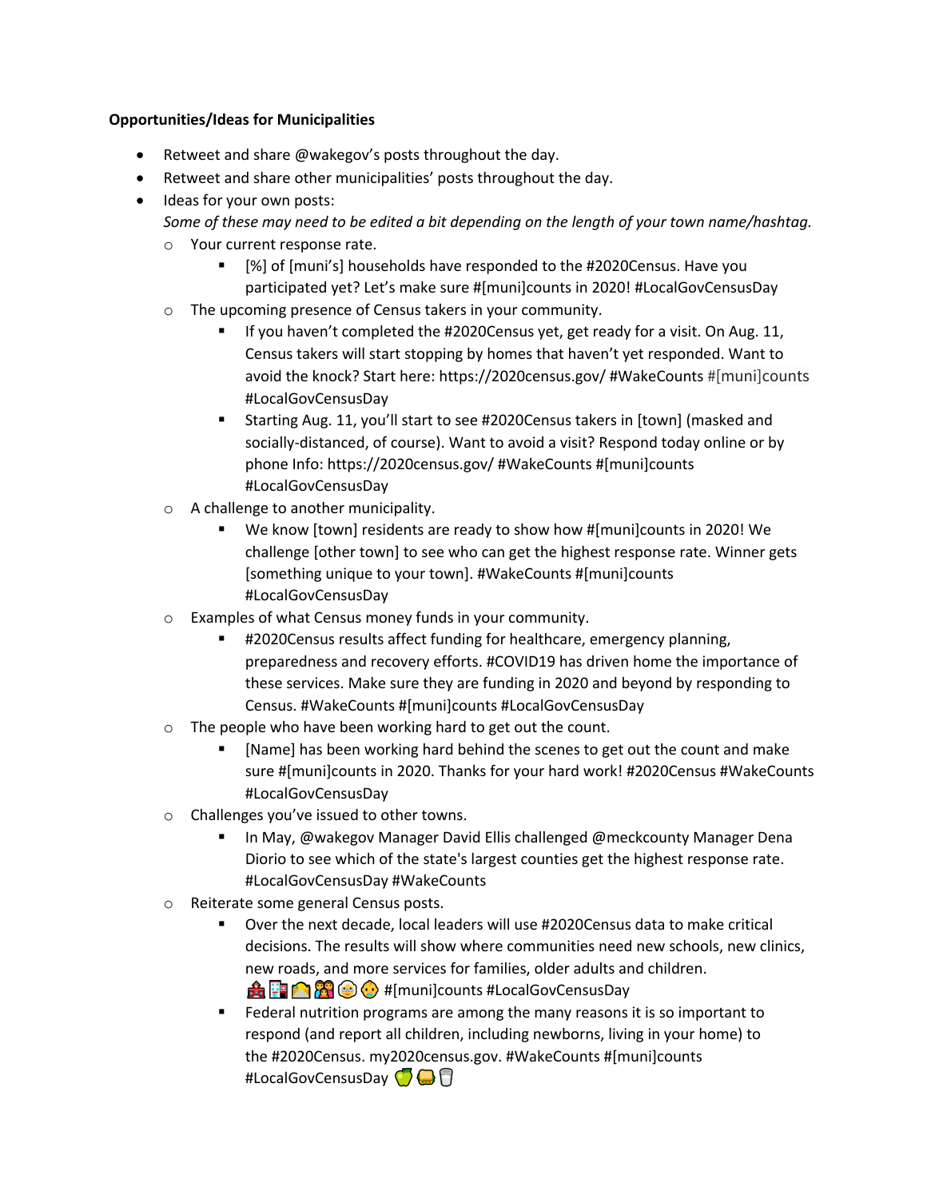**Opportunities/Ideas for Municipalities**

- Retweet and share @wakegov's posts throughout the day.
- Retweet and share other municipalities' posts throughout the day.
- Ideas for your own posts:
  *Some of these may need to be edited a bit depending on the length of your town name/hashtag.*
  - Your current response rate.
    - [%] of [muni's] households have responded to the #2020Census. Have you participated yet? Let's make sure #[muni]counts in 2020! #LocalGovCensusDay
  - The upcoming presence of Census takers in your community.
    - If you haven't completed the #2020Census yet, get ready for a visit. On Aug. 11, Census takers will start stopping by homes that haven't yet responded. Want to avoid the knock? Start here: https://2020census.gov/ #WakeCounts #[muni]counts #LocalGovCensusDay
    - Starting Aug. 11, you'll start to see #2020Census takers in [town] (masked and socially-distanced, of course). Want to avoid a visit? Respond today online or by phone Info: https://2020census.gov/ #WakeCounts #[muni]counts #LocalGovCensusDay
  - A challenge to another municipality.
    - We know [town] residents are ready to show how #[muni]counts in 2020! We challenge [other town] to see who can get the highest response rate. Winner gets [something unique to your town]. #WakeCounts #[muni]counts #LocalGovCensusDay
  - Examples of what Census money funds in your community.
    - #2020Census results affect funding for healthcare, emergency planning, preparedness and recovery efforts. #COVID19 has driven home the importance of these services. Make sure they are funding in 2020 and beyond by responding to Census. #WakeCounts #[muni]counts #LocalGovCensusDay
  - The people who have been working hard to get out the count.
    - [Name] has been working hard behind the scenes to get out the count and make sure #[muni]counts in 2020. Thanks for your hard work! #2020Census #WakeCounts #LocalGovCensusDay
  - Challenges you've issued to other towns.
    - In May, @wakegov Manager David Ellis challenged @meckcounty Manager Dena Diorio to see which of the state's largest counties get the highest response rate. #LocalGovCensusDay #WakeCounts
  - Reiterate some general Census posts.
    - Over the next decade, local leaders will use #2020Census data to make critical decisions. The results will show where communities need new schools, new clinics, new roads, and more services for families, older adults and children. 🏫🏥🏡👪👵👶 #[muni]counts #LocalGovCensusDay
    - Federal nutrition programs are among the many reasons it is so important to respond (and report all children, including newborns, living in your home) to the #2020Census. my2020census.gov. #WakeCounts #[muni]counts #LocalGovCensusDay 🍏🥪🥛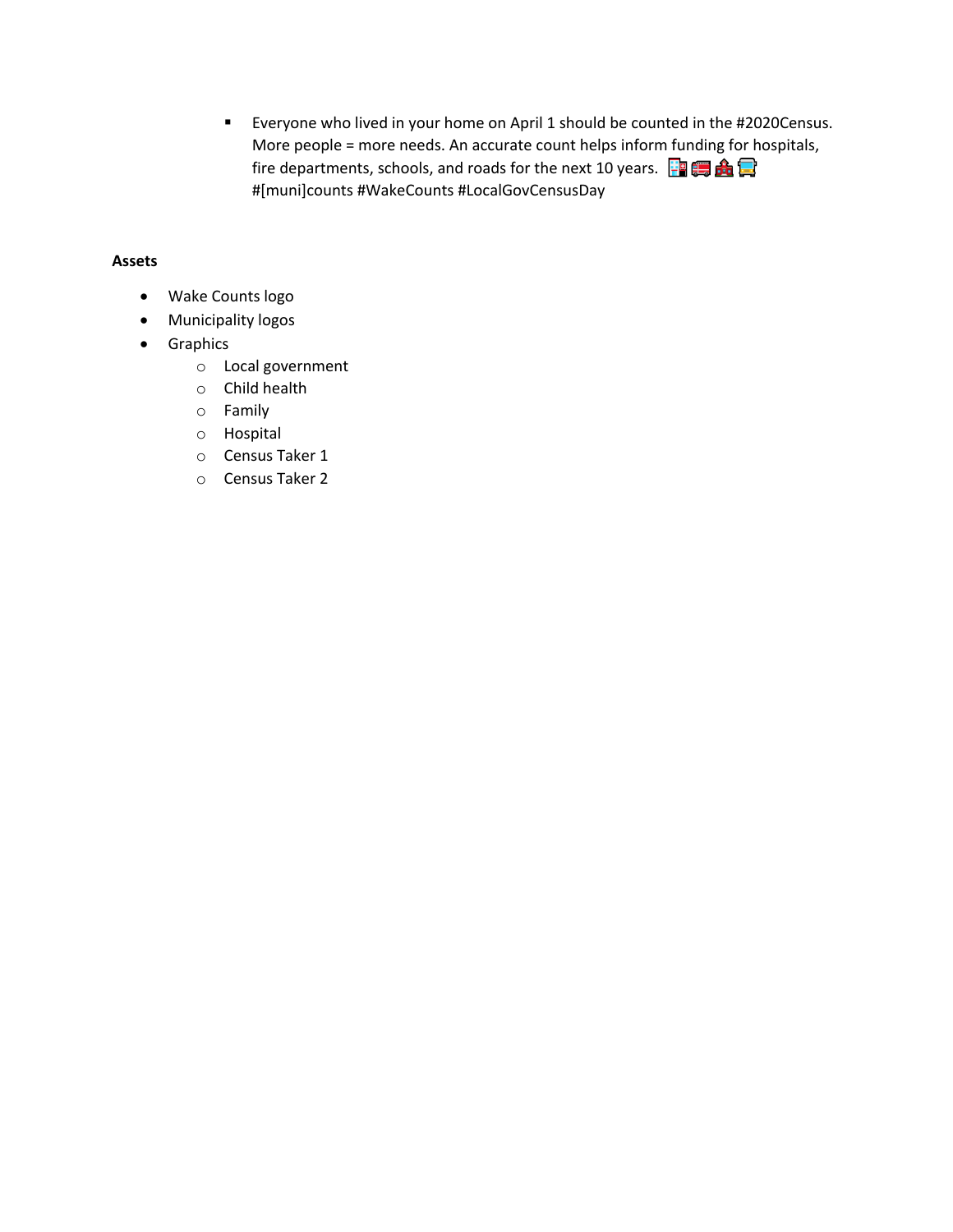- Everyone who lived in your home on April 1 should be counted in the #2020Census. More people = more needs. An accurate count helps inform funding for hospitals, fire departments, schools, and roads for the next 10 years. 🏥🚒🏫🚍 #[muni]counts #WakeCounts #LocalGovCensusDay

**Assets**

- Wake Counts logo
- Municipality logos
- Graphics
  - Local government
  - Child health
  - Family
  - Hospital
  - Census Taker 1
  - Census Taker 2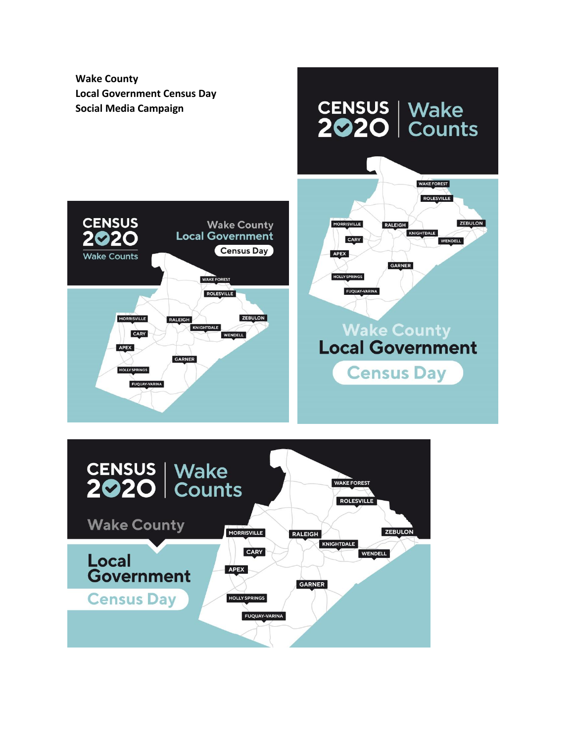**Wake County**
**Local Government Census Day**
**Social Media Campaign**

CENSUS 2020 | Wake Counts

WAKE FOREST
ROLESVILLE
MORRISVILLE
RALEIGH
ZEBULON
KNIGHTDALE
CARY
WENDELL
APEX
GARNER
HOLLY SPRINGS
FUQUAY-VARINA

Wake County
Local Government
Census Day

CENSUS 2020
Wake Counts

Wake County
Local Government
Census Day

WAKE FOREST
ROLESVILLE
MORRISVILLE
RALEIGH
ZEBULON
KNIGHTDALE
CARY
WENDELL
APEX
GARNER
HOLLY SPRINGS
FUQUAY-VARINA

CENSUS 2020 | Wake Counts

Wake County

Local Government
Census Day

WAKE FOREST
ROLESVILLE
MORRISVILLE
RALEIGH
ZEBULON
KNIGHTDALE
CARY
WENDELL
APEX
GARNER
HOLLY SPRINGS
FUQUAY-VARINA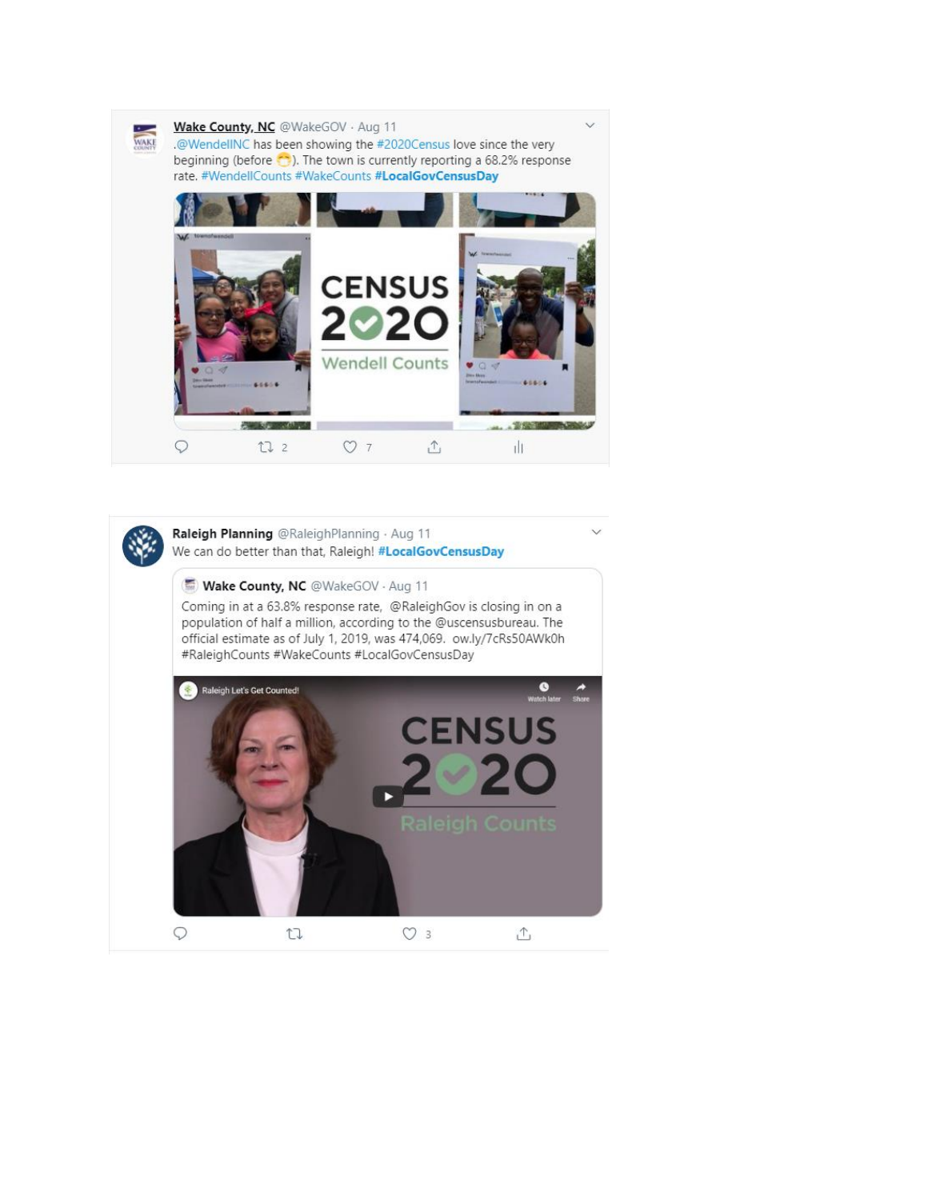**Wake County, NC** @WakeGOV · Aug 11

.@WendellNC has been showing the #2020Census love since the very beginning (before 😷). The town is currently reporting a 68.2% response rate. #WendellCounts #WakeCounts **#LocalGovCensusDay**

CENSUS 2020 Wendell Counts

2 · 7

---

**Raleigh Planning** @RaleighPlanning · Aug 11

We can do better than that, Raleigh! **#LocalGovCensusDay**

> **Wake County, NC** @WakeGOV · Aug 11
>
> Coming in at a 63.8% response rate, @RaleighGov is closing in on a population of half a million, according to the @uscensusbureau. The official estimate as of July 1, 2019, was 474,069. ow.ly/7cRs50AWk0h #RaleighCounts #WakeCounts #LocalGovCensusDay

Raleigh Let's Get Counted!

CENSUS 2020 Raleigh Counts

3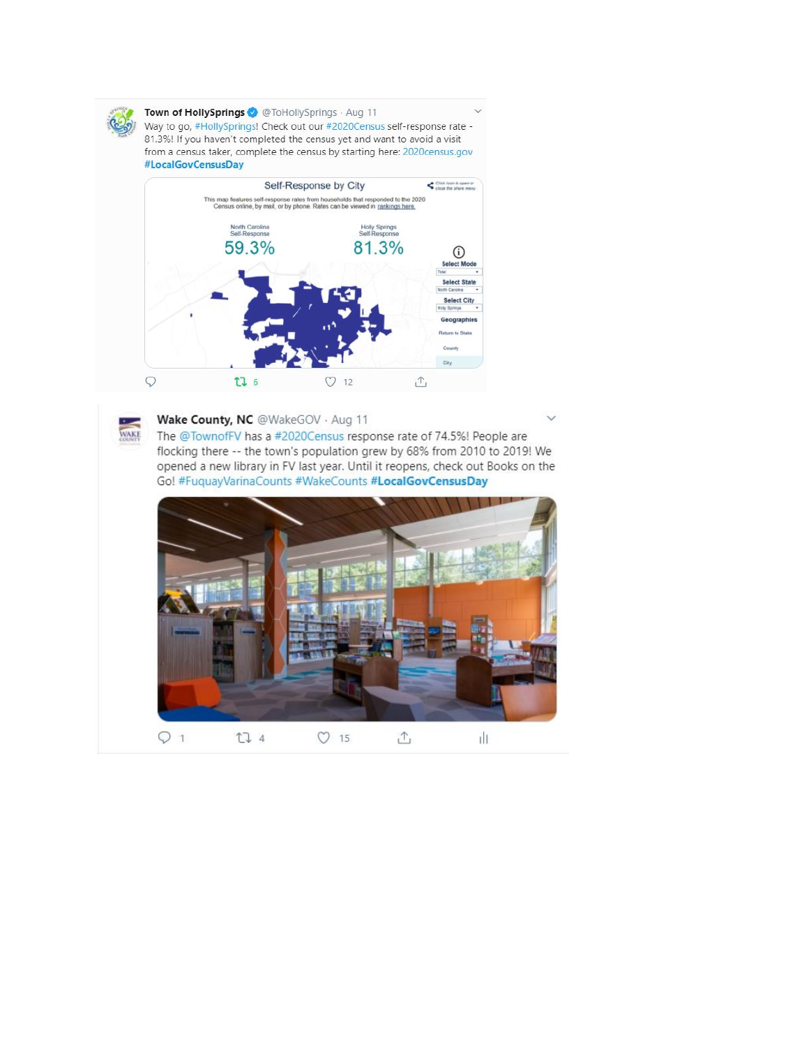**Town of HollySprings** @ToHollySprings · Aug 11

Way to go, #HollySprings! Check out our #2020Census self-response rate - 81.3%! If you haven't completed the census yet and want to avoid a visit from a census taker, complete the census by starting here: 2020census.gov **#LocalGovCensusDay**

Self-Response by City

This map features self-response rates from households that responded to the 2020 Census online, by mail, or by phone. Rates can be viewed in rankings here.

North Carolina Self-Response: 59.3%

Holly Springs Self-Response: 81.3%

Select Mode: Total

Select State: North Carolina

Select City: Holly Springs

Geographies: Return to State, County, City

6 retweets · 12 likes

---

**Wake County, NC** @WakeGOV · Aug 11

The @TownofFV has a #2020Census response rate of 74.5%! People are flocking there -- the town's population grew by 68% from 2010 to 2019! We opened a new library in FV last year. Until it reopens, check out Books on the Go! #FuquayVarinaCounts #WakeCounts **#LocalGovCensusDay**

1 reply · 4 retweets · 15 likes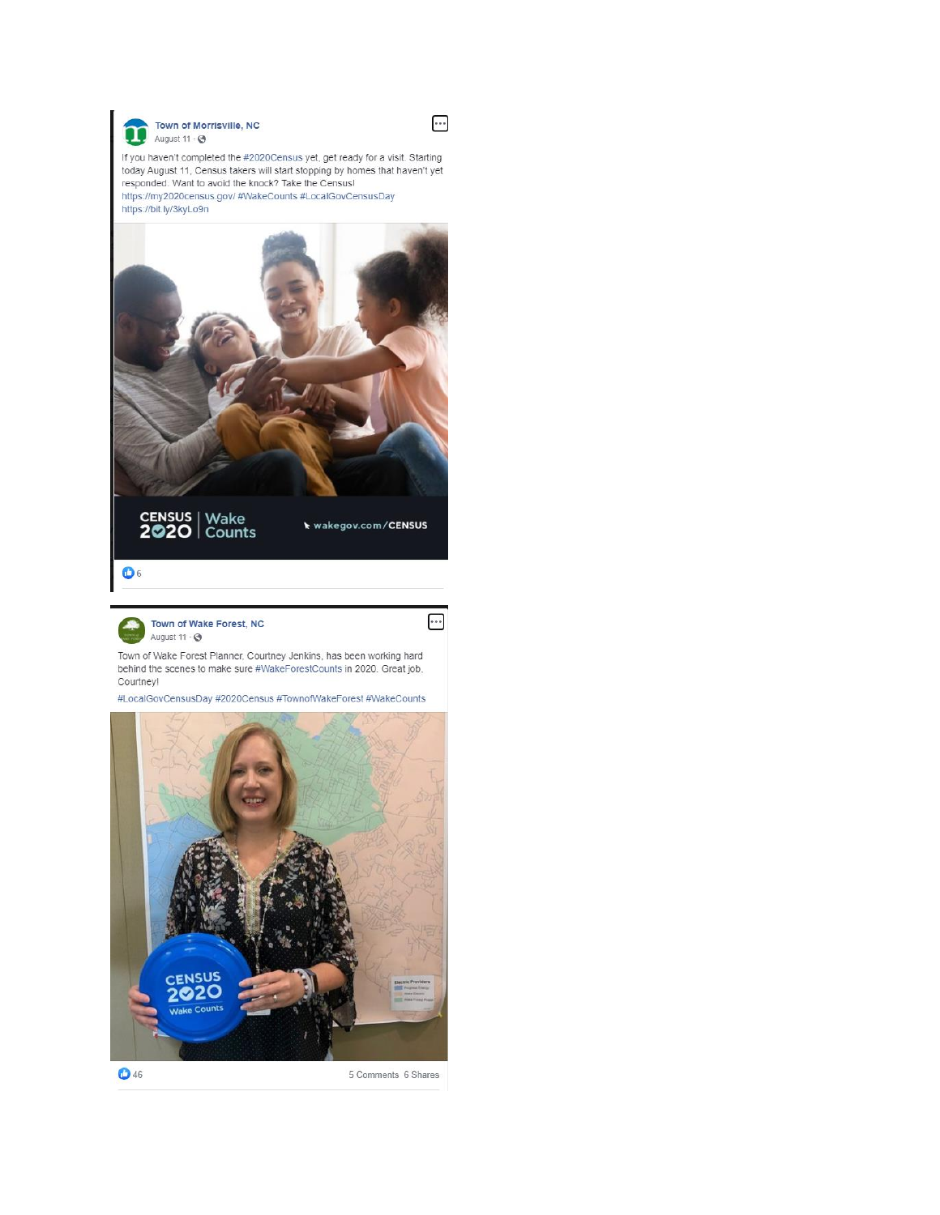**Town of Morrisville, NC**
August 11 ·

If you haven't completed the #2020Census yet, get ready for a visit. Starting today August 11, Census takers will start stopping by homes that haven't yet responded. Want to avoid the knock? Take the Census!
https://my2020census.gov/ #WakeCounts #LocalGovCensusDay
https://bit.ly/3kyLo9n

CENSUS 2020 | Wake Counts    wakegov.com/CENSUS

6

**Town of Wake Forest, NC**
August 11 ·

Town of Wake Forest Planner, Courtney Jenkins, has been working hard behind the scenes to make sure #WakeForestCounts in 2020. Great job, Courtney!

#LocalGovCensusDay #2020Census #TownofWakeForest #WakeCounts

CENSUS 2020 Wake Counts

46    5 Comments 6 Shares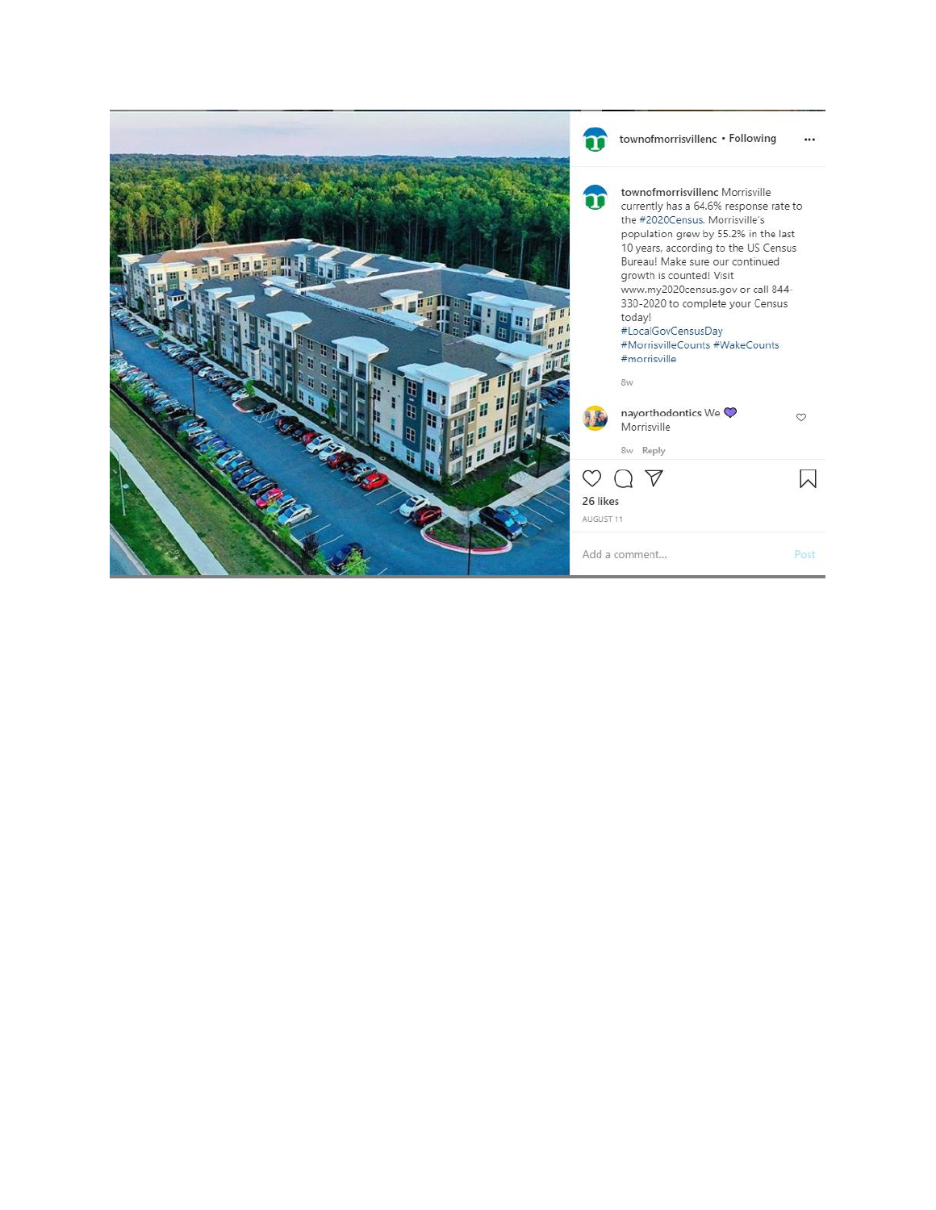townofmorrisvillenc • Following

townofmorrisvillenc Morrisville currently has a 64.6% response rate to the #2020Census. Morrisville's population grew by 55.2% in the last 10 years, according to the US Census Bureau! Make sure our continued growth is counted! Visit www.my2020census.gov or call 844-330-2020 to complete your Census today!
#LocalGovCensusDay
#MorrisvilleCounts #WakeCounts
#morrisville

8w

nayorthodontics We 💜 Morrisville

8w Reply

26 likes

AUGUST 11

Add a comment... Post